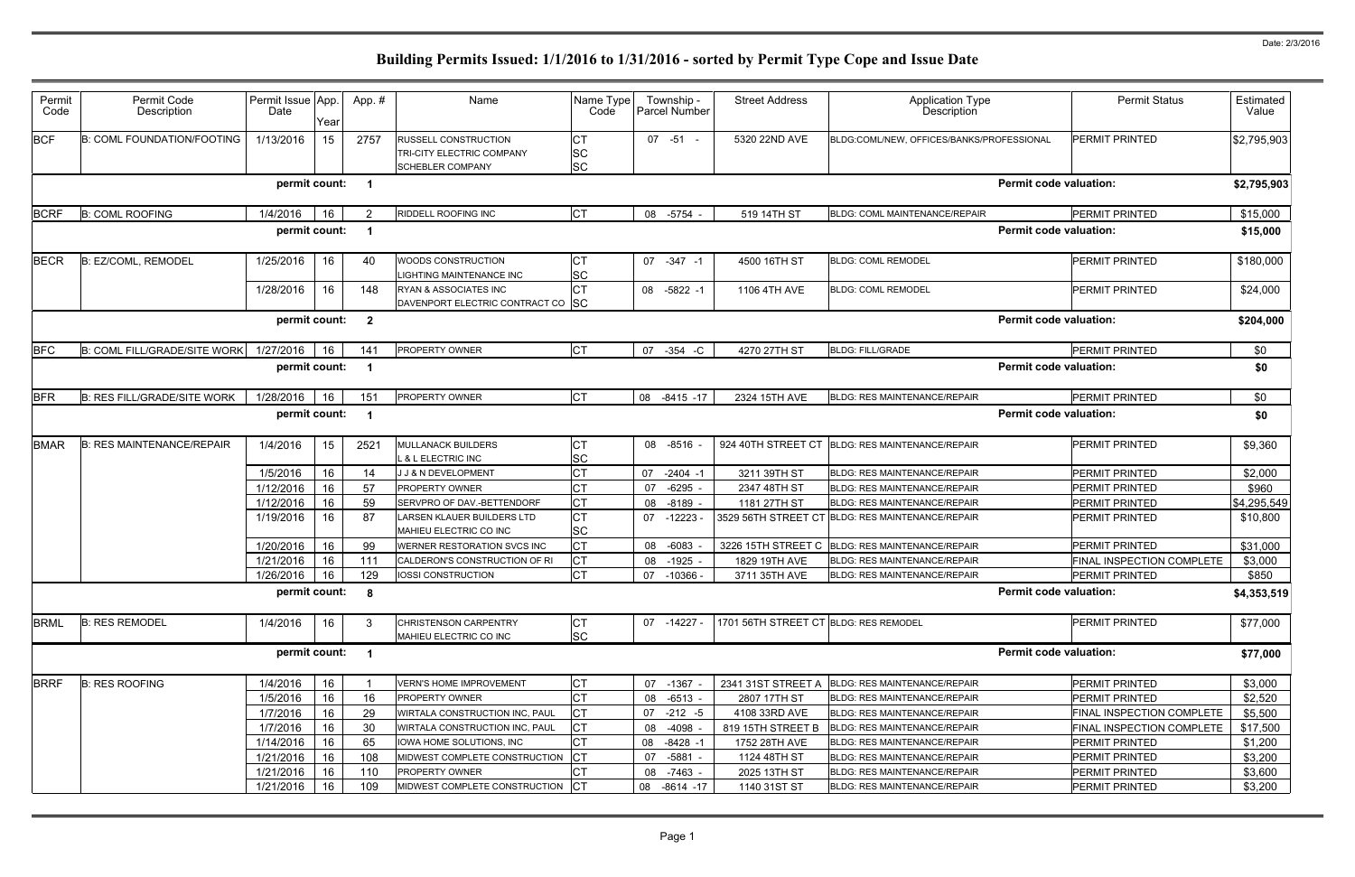# Building Permits Issued: 1/1/2016 to 1/31/2016 - sorted by Permit Type Cope and Issue Date

Date: 2/3/2016

| Permit Code | Permit Code Description | Permit Issue Date | App. Year | App. # | Name | Name Type Code | Township - Parcel Number | Street Address | Application Type Description | Permit Status | Estimated Value |
|---|---|---|---|---|---|---|---|---|---|---|---|
| BCF | B: COML FOUNDATION/FOOTING | 1/13/2016 | 15 | 2757 | RUSSELL CONSTRUCTION<br>TRI-CITY ELECTRIC COMPANY<br>SCHEBLER COMPANY | CT<br>SC<br>SC | 07 -51 - | 5320 22ND AVE | BLDG:COML/NEW, OFFICES/BANKS/PROFESSIONAL | PERMIT PRINTED | $2,795,903 |
| | | permit count: | | 1 | | | | | Permit code valuation: | | $2,795,903 |
| BCRF | B: COML ROOFING | 1/4/2016 | 16 | 2 | RIDDELL ROOFING INC | CT | 08 -5754 - | 519 14TH ST | BLDG: COML MAINTENANCE/REPAIR | PERMIT PRINTED | $15,000 |
| | | permit count: | | 1 | | | | | Permit code valuation: | | $15,000 |
| BECR | B: EZ/COML, REMODEL | 1/25/2016 | 16 | 40 | WOODS CONSTRUCTION<br>LIGHTING MAINTENANCE INC | CT<br>SC | 07 -347 -1 | 4500 16TH ST | BLDG: COML REMODEL | PERMIT PRINTED | $180,000 |
| | | 1/28/2016 | 16 | 148 | RYAN & ASSOCIATES INC<br>DAVENPORT ELECTRIC CONTRACT CO | CT<br>SC | 08 -5822 -1 | 1106 4TH AVE | BLDG: COML REMODEL | PERMIT PRINTED | $24,000 |
| | | permit count: | | 2 | | | | | Permit code valuation: | | $204,000 |
| BFC | B: COML FILL/GRADE/SITE WORK | 1/27/2016 | 16 | 141 | PROPERTY OWNER | CT | 07 -354 -C | 4270 27TH ST | BLDG: FILL/GRADE | PERMIT PRINTED | $0 |
| | | permit count: | | 1 | | | | | Permit code valuation: | | $0 |
| BFR | B: RES FILL/GRADE/SITE WORK | 1/28/2016 | 16 | 151 | PROPERTY OWNER | CT | 08 -8415 -17 | 2324 15TH AVE | BLDG: RES MAINTENANCE/REPAIR | PERMIT PRINTED | $0 |
| | | permit count: | | 1 | | | | | Permit code valuation: | | $0 |
| BMAR | B: RES MAINTENANCE/REPAIR | 1/4/2016 | 15 | 2521 | MULLANACK BUILDERS<br>L & L ELECTRIC INC | CT<br>SC | 08 -8516 - | 924 40TH STREET CT | BLDG: RES MAINTENANCE/REPAIR | PERMIT PRINTED | $9,360 |
| | | 1/5/2016 | 16 | 14 | J J & N DEVELOPMENT | CT | 07 -2404 -1 | 3211 39TH ST | BLDG: RES MAINTENANCE/REPAIR | PERMIT PRINTED | $2,000 |
| | | 1/12/2016 | 16 | 57 | PROPERTY OWNER | CT | 07 -6295 - | 2347 48TH ST | BLDG: RES MAINTENANCE/REPAIR | PERMIT PRINTED | $960 |
| | | 1/12/2016 | 16 | 59 | SERVPRO OF DAV.-BETTENDORF | CT | 08 -8189 - | 1181 27TH ST | BLDG: RES MAINTENANCE/REPAIR | PERMIT PRINTED | $4,295,549 |
| | | 1/19/2016 | 16 | 87 | LARSEN KLAUER BUILDERS LTD<br>MAHIEU ELECTRIC CO INC | CT<br>SC | 07 -12223 - | 3529 56TH STREET CT | BLDG: RES MAINTENANCE/REPAIR | PERMIT PRINTED | $10,800 |
| | | 1/20/2016 | 16 | 99 | WERNER RESTORATION SVCS INC | CT | 08 -6083 - | 3226 15TH STREET C | BLDG: RES MAINTENANCE/REPAIR | PERMIT PRINTED | $31,000 |
| | | 1/21/2016 | 16 | 111 | CALDERON'S CONSTRUCTION OF RI | CT | 08 -1925 - | 1829 19TH AVE | BLDG: RES MAINTENANCE/REPAIR | FINAL INSPECTION COMPLETE | $3,000 |
| | | 1/26/2016 | 16 | 129 | IOSSI CONSTRUCTION | CT | 07 -10366 - | 3711 35TH AVE | BLDG: RES MAINTENANCE/REPAIR | PERMIT PRINTED | $850 |
| | | permit count: | | 8 | | | | | Permit code valuation: | | $4,353,519 |
| BRML | B: RES REMODEL | 1/4/2016 | 16 | 3 | CHRISTENSON CARPENTRY<br>MAHIEU ELECTRIC CO INC | CT<br>SC | 07 -14227 - | 1701 56TH STREET CT | BLDG: RES REMODEL | PERMIT PRINTED | $77,000 |
| | | permit count: | | 1 | | | | | Permit code valuation: | | $77,000 |
| BRRF | B: RES ROOFING | 1/4/2016 | 16 | 1 | VERN'S HOME IMPROVEMENT | CT | 07 -1367 - | 2341 31ST STREET A | BLDG: RES MAINTENANCE/REPAIR | PERMIT PRINTED | $3,000 |
| | | 1/5/2016 | 16 | 16 | PROPERTY OWNER | CT | 08 -6513 - | 2807 17TH ST | BLDG: RES MAINTENANCE/REPAIR | PERMIT PRINTED | $2,520 |
| | | 1/7/2016 | 16 | 29 | WIRTALA CONSTRUCTION INC, PAUL | CT | 07 -212 -5 | 4108 33RD AVE | BLDG: RES MAINTENANCE/REPAIR | FINAL INSPECTION COMPLETE | $5,500 |
| | | 1/7/2016 | 16 | 30 | WIRTALA CONSTRUCTION INC, PAUL | CT | 08 -4098 - | 819 15TH STREET B | BLDG: RES MAINTENANCE/REPAIR | FINAL INSPECTION COMPLETE | $17,500 |
| | | 1/14/2016 | 16 | 65 | IOWA HOME SOLUTIONS, INC | CT | 08 -8428 -1 | 1752 28TH AVE | BLDG: RES MAINTENANCE/REPAIR | PERMIT PRINTED | $1,200 |
| | | 1/21/2016 | 16 | 108 | MIDWEST COMPLETE CONSTRUCTION | CT | 07 -5881 - | 1124 48TH ST | BLDG: RES MAINTENANCE/REPAIR | PERMIT PRINTED | $3,200 |
| | | 1/21/2016 | 16 | 110 | PROPERTY OWNER | CT | 08 -7463 - | 2025 13TH ST | BLDG: RES MAINTENANCE/REPAIR | PERMIT PRINTED | $3,600 |
| | | 1/21/2016 | 16 | 109 | MIDWEST COMPLETE CONSTRUCTION | CT | 08 -8614 -17 | 1140 31ST ST | BLDG: RES MAINTENANCE/REPAIR | PERMIT PRINTED | $3,200 |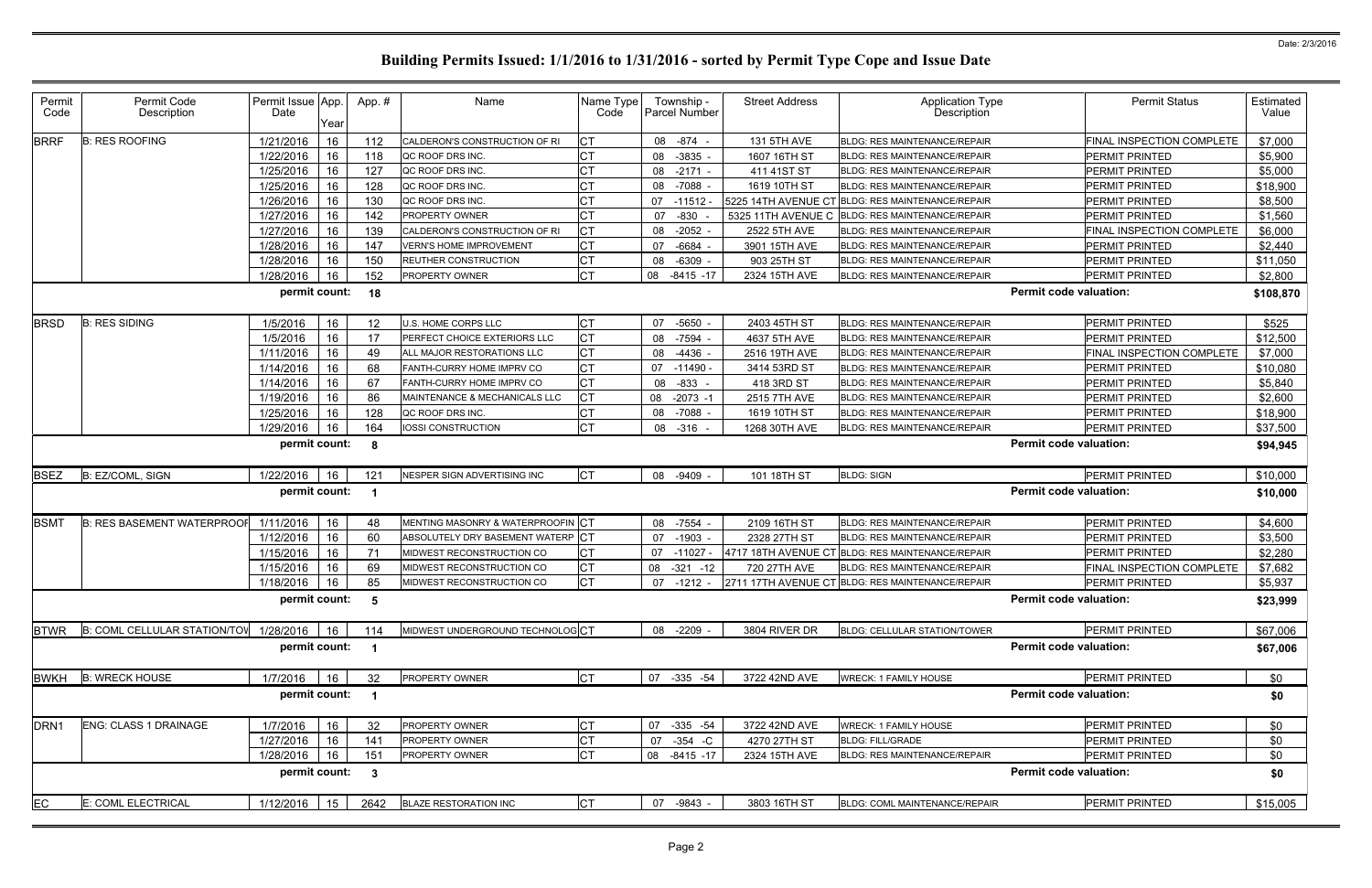# Building Permits Issued: 1/1/2016 to 1/31/2016 - sorted by Permit Type Cope and Issue Date

Date: 2/3/2016

| Permit Code | Permit Code Description | Permit Issue Date | App. Year | App. # | Name | Name Type Code | Township - Parcel Number | Street Address | Application Type Description | Permit Status | Estimated Value |
|---|---|---|---|---|---|---|---|---|---|---|---|
| BRRF | B: RES ROOFING | 1/21/2016 | 16 | 112 | CALDERON'S CONSTRUCTION OF RI | CT | 08 -874 - | 131 5TH AVE | BLDG: RES MAINTENANCE/REPAIR | FINAL INSPECTION COMPLETE | $7,000 |
| | | 1/22/2016 | 16 | 118 | QC ROOF DRS INC. | CT | 08 -3835 - | 1607 16TH ST | BLDG: RES MAINTENANCE/REPAIR | PERMIT PRINTED | $5,900 |
| | | 1/25/2016 | 16 | 127 | QC ROOF DRS INC. | CT | 08 -2171 - | 411 41ST ST | BLDG: RES MAINTENANCE/REPAIR | PERMIT PRINTED | $5,000 |
| | | 1/25/2016 | 16 | 128 | QC ROOF DRS INC. | CT | 08 -7088 - | 1619 10TH ST | BLDG: RES MAINTENANCE/REPAIR | PERMIT PRINTED | $18,900 |
| | | 1/26/2016 | 16 | 130 | QC ROOF DRS INC. | CT | 07 -11512 - | 5225 14TH AVENUE CT | BLDG: RES MAINTENANCE/REPAIR | PERMIT PRINTED | $8,500 |
| | | 1/27/2016 | 16 | 142 | PROPERTY OWNER | CT | 07 -830 - | 5325 11TH AVENUE C | BLDG: RES MAINTENANCE/REPAIR | PERMIT PRINTED | $1,560 |
| | | 1/27/2016 | 16 | 139 | CALDERON'S CONSTRUCTION OF RI | CT | 08 -2052 - | 2522 5TH AVE | BLDG: RES MAINTENANCE/REPAIR | FINAL INSPECTION COMPLETE | $6,000 |
| | | 1/28/2016 | 16 | 147 | VERN'S HOME IMPROVEMENT | CT | 07 -6684 - | 3901 15TH AVE | BLDG: RES MAINTENANCE/REPAIR | PERMIT PRINTED | $2,440 |
| | | 1/28/2016 | 16 | 150 | REUTHER CONSTRUCTION | CT | 08 -6309 - | 903 25TH ST | BLDG: RES MAINTENANCE/REPAIR | PERMIT PRINTED | $11,050 |
| | | 1/28/2016 | 16 | 152 | PROPERTY OWNER | CT | 08 -8415 -17 | 2324 15TH AVE | BLDG: RES MAINTENANCE/REPAIR | PERMIT PRINTED | $2,800 |
| | | **permit count:** | | **18** | | | | | **Permit code valuation:** | | **$108,870** |
| BRSD | B: RES SIDING | 1/5/2016 | 16 | 12 | U.S. HOME CORPS LLC | CT | 07 -5650 - | 2403 45TH ST | BLDG: RES MAINTENANCE/REPAIR | PERMIT PRINTED | $525 |
| | | 1/5/2016 | 16 | 17 | PERFECT CHOICE EXTERIORS LLC | CT | 08 -7594 - | 4637 5TH AVE | BLDG: RES MAINTENANCE/REPAIR | PERMIT PRINTED | $12,500 |
| | | 1/11/2016 | 16 | 49 | ALL MAJOR RESTORATIONS LLC | CT | 08 -4436 - | 2516 19TH AVE | BLDG: RES MAINTENANCE/REPAIR | FINAL INSPECTION COMPLETE | $7,000 |
| | | 1/14/2016 | 16 | 68 | FANTH-CURRY HOME IMPRV CO | CT | 07 -11490 - | 3414 53RD ST | BLDG: RES MAINTENANCE/REPAIR | PERMIT PRINTED | $10,080 |
| | | 1/14/2016 | 16 | 67 | FANTH-CURRY HOME IMPRV CO | CT | 08 -833 - | 418 3RD ST | BLDG: RES MAINTENANCE/REPAIR | PERMIT PRINTED | $5,840 |
| | | 1/19/2016 | 16 | 86 | MAINTENANCE & MECHANICALS LLC | CT | 08 -2073 -1 | 2515 7TH AVE | BLDG: RES MAINTENANCE/REPAIR | PERMIT PRINTED | $2,600 |
| | | 1/25/2016 | 16 | 128 | QC ROOF DRS INC. | CT | 08 -7088 - | 1619 10TH ST | BLDG: RES MAINTENANCE/REPAIR | PERMIT PRINTED | $18,900 |
| | | 1/29/2016 | 16 | 164 | IOSSI CONSTRUCTION | CT | 08 -316 - | 1268 30TH AVE | BLDG: RES MAINTENANCE/REPAIR | PERMIT PRINTED | $37,500 |
| | | **permit count:** | | **8** | | | | | **Permit code valuation:** | | **$94,945** |
| BSEZ | B: EZ/COML, SIGN | 1/22/2016 | 16 | 121 | NESPER SIGN ADVERTISING INC | CT | 08 -9409 - | 101 18TH ST | BLDG: SIGN | PERMIT PRINTED | $10,000 |
| | | **permit count:** | | **1** | | | | | **Permit code valuation:** | | **$10,000** |
| BSMT | B: RES BASEMENT WATERPROOF | 1/11/2016 | 16 | 48 | MENTING MASONRY & WATERPROOFIN | CT | 08 -7554 - | 2109 16TH ST | BLDG: RES MAINTENANCE/REPAIR | PERMIT PRINTED | $4,600 |
| | | 1/12/2016 | 16 | 60 | ABSOLUTELY DRY BASEMENT WATERP | CT | 07 -1903 - | 2328 27TH ST | BLDG: RES MAINTENANCE/REPAIR | PERMIT PRINTED | $3,500 |
| | | 1/15/2016 | 16 | 71 | MIDWEST RECONSTRUCTION CO | CT | 07 -11027 - | 4717 18TH AVENUE CT | BLDG: RES MAINTENANCE/REPAIR | PERMIT PRINTED | $2,280 |
| | | 1/15/2016 | 16 | 69 | MIDWEST RECONSTRUCTION CO | CT | 08 -321 -12 | 720 27TH AVE | BLDG: RES MAINTENANCE/REPAIR | FINAL INSPECTION COMPLETE | $7,682 |
| | | 1/18/2016 | 16 | 85 | MIDWEST RECONSTRUCTION CO | CT | 07 -1212 - | 2711 17TH AVENUE CT | BLDG: RES MAINTENANCE/REPAIR | PERMIT PRINTED | $5,937 |
| | | **permit count:** | | **5** | | | | | **Permit code valuation:** | | **$23,999** |
| BTWR | B: COML CELLULAR STATION/TOW | 1/28/2016 | 16 | 114 | MIDWEST UNDERGROUND TECHNOLOG | CT | 08 -2209 - | 3804 RIVER DR | BLDG: CELLULAR STATION/TOWER | PERMIT PRINTED | $67,006 |
| | | **permit count:** | | **1** | | | | | **Permit code valuation:** | | **$67,006** |
| BWKH | B: WRECK HOUSE | 1/7/2016 | 16 | 32 | PROPERTY OWNER | CT | 07 -335 -54 | 3722 42ND AVE | WRECK: 1 FAMILY HOUSE | PERMIT PRINTED | $0 |
| | | **permit count:** | | **1** | | | | | **Permit code valuation:** | | **$0** |
| DRN1 | ENG: CLASS 1 DRAINAGE | 1/7/2016 | 16 | 32 | PROPERTY OWNER | CT | 07 -335 -54 | 3722 42ND AVE | WRECK: 1 FAMILY HOUSE | PERMIT PRINTED | $0 |
| | | 1/27/2016 | 16 | 141 | PROPERTY OWNER | CT | 07 -354 -C | 4270 27TH ST | BLDG: FILL/GRADE | PERMIT PRINTED | $0 |
| | | 1/28/2016 | 16 | 151 | PROPERTY OWNER | CT | 08 -8415 -17 | 2324 15TH AVE | BLDG: RES MAINTENANCE/REPAIR | PERMIT PRINTED | $0 |
| | | **permit count:** | | **3** | | | | | **Permit code valuation:** | | **$0** |
| EC | E: COML ELECTRICAL | 1/12/2016 | 15 | 2642 | BLAZE RESTORATION INC | CT | 07 -9843 - | 3803 16TH ST | BLDG: COML MAINTENANCE/REPAIR | PERMIT PRINTED | $15,005 |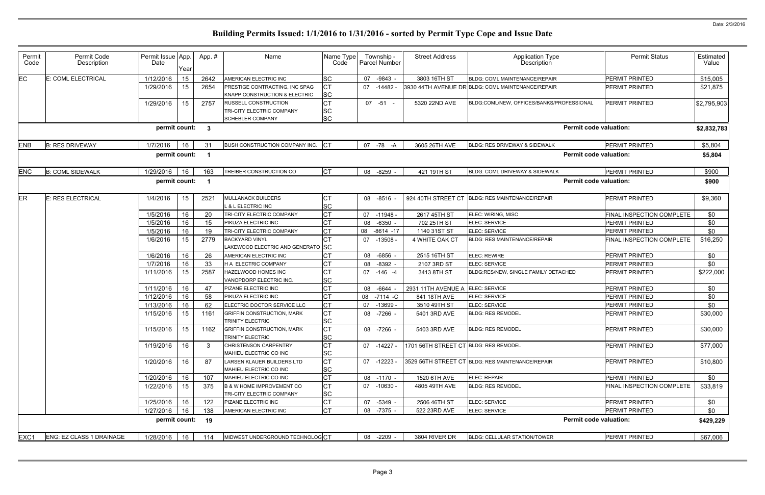# Building Permits Issued: 1/1/2016 to 1/31/2016 - sorted by Permit Type Cope and Issue Date

| Permit Code | Permit Code Description | Permit Issue Date | App. Year | App. # | Name | Name Type Code | Township - Parcel Number | Street Address | Application Type Description | Permit Status | Estimated Value |
|---|---|---|---|---|---|---|---|---|---|---|---|
| EC | E: COML ELECTRICAL | 1/12/2016 | 15 | 2642 | AMERICAN ELECTRIC INC | SC | 07 -9843 - | 3803 16TH ST | BLDG: COML MAINTENANCE/REPAIR | PERMIT PRINTED | $15,005 |
| | | 1/29/2016 | 15 | 2654 | PRESTIGE CONTRACTING, INC SPAG<br>KNAPP CONSTRUCTION & ELECTRIC | CT<br>SC | 07 -14482 - | 3930 44TH AVENUE DR | BLDG: COML MAINTENANCE/REPAIR | PERMIT PRINTED | $21,875 |
| | | 1/29/2016 | 15 | 2757 | RUSSELL CONSTRUCTION<br>TRI-CITY ELECTRIC COMPANY<br>SCHEBLER COMPANY | CT<br>SC<br>SC | 07 -51 - | 5320 22ND AVE | BLDG:COML/NEW, OFFICES/BANKS/PROFESSIONAL | PERMIT PRINTED | $2,795,903 |
| | | **permit count:** | | **3** | | | | | **Permit code valuation:** | | **$2,832,783** |
| ENB | B: RES DRIVEWAY | 1/7/2016 | 16 | 31 | BUSH CONSTRUCTION COMPANY INC. | CT | 07 -78 -A | 3605 26TH AVE | BLDG: RES DRIVEWAY & SIDEWALK | PERMIT PRINTED | $5,804 |
| | | **permit count:** | | **1** | | | | | **Permit code valuation:** | | **$5,804** |
| ENC | B: COML SIDEWALK | 1/29/2016 | 16 | 163 | TREIBER CONSTRUCTION CO | CT | 08 -8259 - | 421 19TH ST | BLDG: COML DRIVEWAY & SIDEWALK | PERMIT PRINTED | $900 |
| | | **permit count:** | | **1** | | | | | **Permit code valuation:** | | **$900** |
| ER | E: RES ELECTRICAL | 1/4/2016 | 15 | 2521 | MULLANACK BUILDERS<br>L & L ELECTRIC INC | CT<br>SC | 08 -8516 - | 924 40TH STREET CT | BLDG: RES MAINTENANCE/REPAIR | PERMIT PRINTED | $9,360 |
| | | 1/5/2016 | 16 | 20 | TRI-CITY ELECTRIC COMPANY | CT | 07 -11948 - | 2617 45TH ST | ELEC: WIRING, MISC | FINAL INSPECTION COMPLETE | $0 |
| | | 1/5/2016 | 16 | 15 | PIKUZA ELECTRIC INC | CT | 08 -6350 - | 702 25TH ST | ELEC: SERVICE | PERMIT PRINTED | $0 |
| | | 1/5/2016 | 16 | 19 | TRI-CITY ELECTRIC COMPANY | CT | 08 -8614 -17 | 1140 31ST ST | ELEC: SERVICE | PERMIT PRINTED | $0 |
| | | 1/6/2016 | 15 | 2779 | BACKYARD VINYL<br>LAKEWOOD ELECTRIC AND GENERATO | CT<br>SC | 07 -13508 - | 4 WHITE OAK CT | BLDG: RES MAINTENANCE/REPAIR | FINAL INSPECTION COMPLETE | $16,250 |
| | | 1/6/2016 | 16 | 26 | AMERICAN ELECTRIC INC | CT | 08 -6856 - | 2515 16TH ST | ELEC: REWIRE | PERMIT PRINTED | $0 |
| | | 1/7/2016 | 16 | 33 | H A ELECTRIC COMPANY | CT | 08 -8392 - | 2107 3RD ST | ELEC: SERVICE | PERMIT PRINTED | $0 |
| | | 1/11/2016 | 15 | 2587 | HAZELWOOD HOMES INC<br>VANOPDORP ELECTRIC INC. | CT<br>SC | 07 -146 -4 | 3413 8TH ST | BLDG:RES/NEW, SINGLE FAMILY DETACHED | PERMIT PRINTED | $222,000 |
| | | 1/11/2016 | 16 | 47 | PIZANE ELECTRIC INC | CT | 08 -6644 - | 2931 11TH AVENUE A | ELEC: SERVICE | PERMIT PRINTED | $0 |
| | | 1/12/2016 | 16 | 58 | PIKUZA ELECTRIC INC | CT | 08 -7114 -C | 841 18TH AVE | ELEC: SERVICE | PERMIT PRINTED | $0 |
| | | 1/13/2016 | 16 | 62 | ELECTRIC DOCTOR SERVICE LLC | CT | 07 -13699 - | 3510 49TH ST | ELEC: SERVICE | PERMIT PRINTED | $0 |
| | | 1/15/2016 | 15 | 1161 | GRIFFIN CONSTRUCTION, MARK<br>TRINITY ELECTRIC | CT<br>SC | 08 -7266 - | 5401 3RD AVE | BLDG: RES REMODEL | PERMIT PRINTED | $30,000 |
| | | 1/15/2016 | 15 | 1162 | GRIFFIN CONSTRUCTION, MARK<br>TRINITY ELECTRIC | CT<br>SC | 08 -7266 - | 5403 3RD AVE | BLDG: RES REMODEL | PERMIT PRINTED | $30,000 |
| | | 1/19/2016 | 16 | 3 | CHRISTENSON CARPENTRY<br>MAHIEU ELECTRIC CO INC | CT<br>SC | 07 -14227 - | 1701 56TH STREET CT | BLDG: RES REMODEL | PERMIT PRINTED | $77,000 |
| | | 1/20/2016 | 16 | 87 | LARSEN KLAUER BUILDERS LTD<br>MAHIEU ELECTRIC CO INC | CT<br>SC | 07 -12223 - | 3529 56TH STREET CT | BLDG: RES MAINTENANCE/REPAIR | PERMIT PRINTED | $10,800 |
| | | 1/20/2016 | 16 | 107 | MAHIEU ELECTRIC CO INC | CT | 08 -1170 - | 1520 6TH AVE | ELEC: REPAIR | PERMIT PRINTED | $0 |
| | | 1/22/2016 | 15 | 375 | B & W HOME IMPROVEMENT CO<br>TRI-CITY ELECTRIC COMPANY | CT<br>SC | 07 -10630 - | 4805 49TH AVE | BLDG: RES REMODEL | FINAL INSPECTION COMPLETE | $33,819 |
| | | 1/25/2016 | 16 | 122 | PIZANE ELECTRIC INC | CT | 07 -5349 - | 2506 46TH ST | ELEC: SERVICE | PERMIT PRINTED | $0 |
| | | 1/27/2016 | 16 | 138 | AMERICAN ELECTRIC INC | CT | 08 -7375 - | 522 23RD AVE | ELEC: SERVICE | PERMIT PRINTED | $0 |
| | | **permit count:** | | **19** | | | | | **Permit code valuation:** | | **$429,229** |
| EXC1 | ENG: EZ CLASS 1 DRAINAGE | 1/28/2016 | 16 | 114 | MIDWEST UNDERGROUND TECHNOLOG | CT | 08 -2209 - | 3804 RIVER DR | BLDG: CELLULAR STATION/TOWER | PERMIT PRINTED | $67,006 |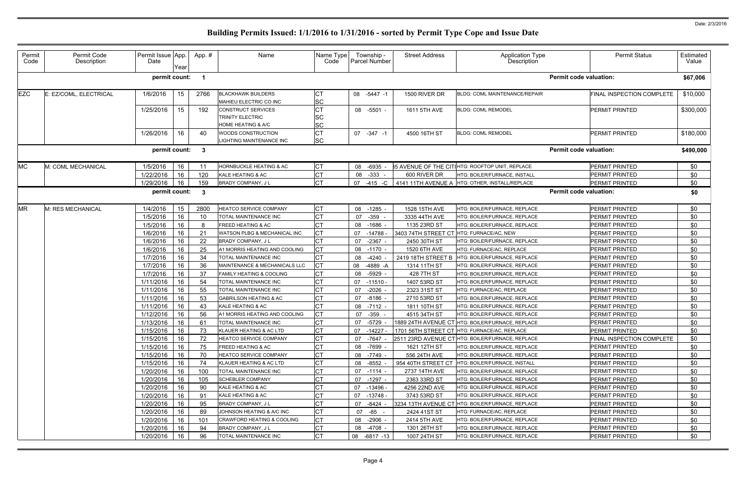# Building Permits Issued: 1/1/2016 to 1/31/2016 - sorted by Permit Type Cope and Issue Date

Date: 2/3/2016

| Permit Code | Permit Code Description | Permit Issue Date | App. Year | App. # | Name | Name Type Code | Township - Parcel Number | Street Address | Application Type Description | Permit Status | Estimated Value |
|---|---|---|---|---|---|---|---|---|---|---|---|
| | | permit count: | | 1 | | | | | Permit code valuation: | | $67,006 |
| EZC | E: EZ/COML, ELECTRICAL | 1/6/2016 | 15 | 2766 | BLACKHAWK BUILDERS<br>MAHIEU ELECTRIC CO INC | CT<br>SC | 08 -5447 -1 | 1500 RIVER DR | BLDG: COML MAINTENANCE/REPAIR | FINAL INSPECTION COMPLETE | $10,000 |
| | | 1/25/2016 | 15 | 192 | CONSTRUCT SERVICES<br>TRINITY ELECTRIC<br>HOME HEATING & A/C | CT<br>SC<br>SC | 08 -5501 - | 1611 5TH AVE | BLDG: COML REMODEL | PERMIT PRINTED | $300,000 |
| | | 1/26/2016 | 16 | 40 | WOODS CONSTRUCTION<br>LIGHTING MAINTENANCE INC | CT<br>SC | 07 -347 -1 | 4500 16TH ST | BLDG: COML REMODEL | PERMIT PRINTED | $180,000 |
| | | permit count: | | 3 | | | | | Permit code valuation: | | $490,000 |
| MC | M: COML MECHANICAL | 1/5/2016 | 16 | 11 | HORNBUCKLE HEATING & AC | CT | 08 -6935 - | 35 AVENUE OF THE CITI | HTG: ROOFTOP UNIT, REPLACE | PERMIT PRINTED | $0 |
| | | 1/22/2016 | 16 | 120 | KALE HEATING & AC | CT | 08 -333 - | 600 RIVER DR | HTG: BOILER/FURNACE, INSTALL | PERMIT PRINTED | $0 |
| | | 1/29/2016 | 16 | 159 | BRADY COMPANY, J L | CT | 07 -415 -C | 4141 11TH AVENUE A | HTG: OTHER, INSTALL/REPLACE | PERMIT PRINTED | $0 |
| | | permit count: | | 3 | | | | | Permit code valuation: | | $0 |
| MR | M: RES MECHANICAL | 1/4/2016 | 15 | 2800 | HEATCO SERVICE COMPANY | CT | 08 -1285 - | 1528 15TH AVE | HTG: BOILER/FURNACE, REPLACE | PERMIT PRINTED | $0 |
| | | 1/5/2016 | 16 | 10 | TOTAL MAINTENANCE INC | CT | 07 -359 - | 3335 44TH AVE | HTG: BOILER/FURNACE, REPLACE | PERMIT PRINTED | $0 |
| | | 1/5/2016 | 16 | 8 | FREED HEATING & AC | CT | 08 -1686 - | 1135 23RD ST | HTG: BOILER/FURNACE, REPLACE | PERMIT PRINTED | $0 |
| | | 1/6/2016 | 16 | 21 | WATSON PLBG & MECHANICAL INC | CT | 07 -14788 - | 3403 74TH STREET CT | HTG: FURNACE/AC, NEW | PERMIT PRINTED | $0 |
| | | 1/6/2016 | 16 | 22 | BRADY COMPANY, J L | CT | 07 -2367 - | 2450 30TH ST | HTG: BOILER/FURNACE, REPLACE | PERMIT PRINTED | $0 |
| | | 1/6/2016 | 16 | 25 | A1 MORRIS HEATING AND COOLING | CT | 08 -1170 - | 1520 6TH AVE | HTG: FURNACE/AC, REPLACE | PERMIT PRINTED | $0 |
| | | 1/7/2016 | 16 | 34 | TOTAL MAINTENANCE INC | CT | 08 -4240 - | 2419 18TH STREET B | HTG: BOILER/FURNACE, REPLACE | PERMIT PRINTED | $0 |
| | | 1/7/2016 | 16 | 36 | MAINTENANCE & MECHANICALS LLC | CT | 08 -4889 -A | 1314 11TH ST | HTG: BOILER/FURNACE, REPLACE | PERMIT PRINTED | $0 |
| | | 1/7/2016 | 16 | 37 | FAMILY HEATING & COOLING | CT | 08 -5929 - | 428 7TH ST | HTG: BOILER/FURNACE, REPLACE | PERMIT PRINTED | $0 |
| | | 1/11/2016 | 16 | 54 | TOTAL MAINTENANCE INC | CT | 07 -11510 - | 1407 53RD ST | HTG: BOILER/FURNACE, REPLACE | PERMIT PRINTED | $0 |
| | | 1/11/2016 | 16 | 55 | TOTAL MAINTENANCE INC | CT | 07 -2026 - | 2323 31ST ST | HTG: FURNACE/AC, REPLACE | PERMIT PRINTED | $0 |
| | | 1/11/2016 | 16 | 53 | GABRILSON HEATING & AC | CT | 07 -8186 - | 2710 53RD ST | HTG: BOILER/FURNACE, REPLACE | PERMIT PRINTED | $0 |
| | | 1/11/2016 | 16 | 43 | KALE HEATING & AC | CT | 08 -7112 - | 1811 10TH ST | HTG: BOILER/FURNACE, REPLACE | PERMIT PRINTED | $0 |
| | | 1/12/2016 | 16 | 56 | A1 MORRIS HEATING AND COOLING | CT | 07 -359 - | 4515 34TH ST | HTG: BOILER/FURNACE, REPLACE | PERMIT PRINTED | $0 |
| | | 1/13/2016 | 16 | 61 | TOTAL MAINTENANCE INC | CT | 07 -5729 - | 1889 24TH AVENUE CT | HTG: BOILER/FURNACE, REPLACE | PERMIT PRINTED | $0 |
| | | 1/15/2016 | 16 | 73 | KLAUER HEATING & AC LTD | CT | 07 -14227 - | 1701 56TH STREET CT | HTG: FURNACE/AC, REPLACE | PERMIT PRINTED | $0 |
| | | 1/15/2016 | 16 | 72 | HEATCO SERVICE COMPANY | CT | 07 -7647 - | 2511 23RD AVENUE CT | HTG: BOILER/FURNACE, REPLACE | FINAL INSPECTION COMPLETE | $0 |
| | | 1/15/2016 | 16 | 75 | FREED HEATING & AC | CT | 08 -7699 - | 1621 12TH ST | HTG: BOILER/FURNACE, REPLACE | PERMIT PRINTED | $0 |
| | | 1/15/2016 | 16 | 70 | HEATCO SERVICE COMPANY | CT | 08 -7749 - | 556 24TH AVE | HTG: BOILER/FURNACE, REPLACE | PERMIT PRINTED | $0 |
| | | 1/15/2016 | 16 | 74 | KLAUER HEATING & AC LTD | CT | 08 -8552 - | 954 40TH STREET CT | HTG: BOILER/FURNACE, INSTALL | PERMIT PRINTED | $0 |
| | | 1/20/2016 | 16 | 100 | TOTAL MAINTENANCE INC | CT | 07 -1114 - | 2737 14TH AVE | HTG: BOILER/FURNACE, REPLACE | PERMIT PRINTED | $0 |
| | | 1/20/2016 | 16 | 105 | SCHEBLER COMPANY | CT | 07 -1297 - | 2363 33RD ST | HTG: BOILER/FURNACE, REPLACE | PERMIT PRINTED | $0 |
| | | 1/20/2016 | 16 | 90 | KALE HEATING & AC | CT | 07 -13496 - | 4256 22ND AVE | HTG: BOILER/FURNACE, REPLACE | PERMIT PRINTED | $0 |
| | | 1/20/2016 | 16 | 91 | KALE HEATING & AC | CT | 07 -13748 - | 3743 53RD ST | HTG: BOILER/FURNACE, REPLACE | PERMIT PRINTED | $0 |
| | | 1/20/2016 | 16 | 95 | BRADY COMPANY, J L | CT | 07 -8424 - | 3234 13TH AVENUE CT | HTG: BOILER/FURNACE, REPLACE | PERMIT PRINTED | $0 |
| | | 1/20/2016 | 16 | 89 | JOHNSON HEATING & A/C INC | CT | 07 -85 - | 2424 41ST ST | HTG: FURNACE/AC, REPLACE | PERMIT PRINTED | $0 |
| | | 1/20/2016 | 16 | 101 | CRAWFORD HEATING & COOLING | CT | 08 -2906 - | 2414 5TH AVE | HTG: BOILER/FURNACE, REPLACE | PERMIT PRINTED | $0 |
| | | 1/20/2016 | 16 | 94 | BRADY COMPANY, J L | CT | 08 -4708 - | 1301 26TH ST | HTG: BOILER/FURNACE, REPLACE | PERMIT PRINTED | $0 |
| | | 1/20/2016 | 16 | 96 | TOTAL MAINTENANCE INC | CT | 08 -6817 -13 | 1007 24TH ST | HTG: BOILER/FURNACE, REPLACE | PERMIT PRINTED | $0 |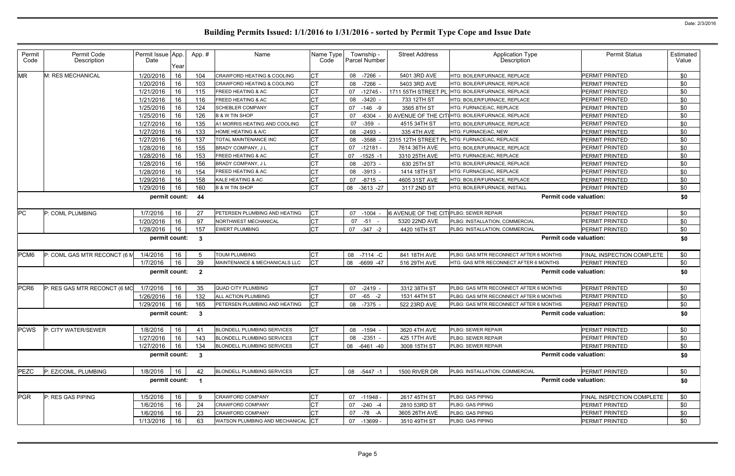# Building Permits Issued: 1/1/2016 to 1/31/2016 - sorted by Permit Type Cope and Issue Date

| Permit Code | Permit Code Description | Permit Issue Date | App. Year | Appl. # | Name | Name Type Code | Township - Parcel Number | Street Address | Application Type Description | Permit Status | Estimated Value |
|---|---|---|---|---|---|---|---|---|---|---|---|
| MR | M: RES MECHANICAL | 1/20/2016 | 16 | 104 | CRAWFORD HEATING & COOLING | CT | 08 -7266 - | 5401 3RD AVE | HTG: BOILER/FURNACE, REPLACE | PERMIT PRINTED | $0 |
| | | 1/20/2016 | 16 | 103 | CRAWFORD HEATING & COOLING | CT | 08 -7266 - | 5403 3RD AVE | HTG: BOILER/FURNACE, REPLACE | PERMIT PRINTED | $0 |
| | | 1/21/2016 | 16 | 115 | FREED HEATING & AC | CT | 07 -12745 - | 1711 55TH STREET PL | HTG: BOILER/FURNACE, REPLACE | PERMIT PRINTED | $0 |
| | | 1/21/2016 | 16 | 116 | FREED HEATING & AC | CT | 08 -3420 - | 733 12TH ST | HTG: BOILER/FURNACE, REPLACE | PERMIT PRINTED | $0 |
| | | 1/25/2016 | 16 | 124 | SCHEBLER COMPANY | CT | 07 -146 -9 | 3565 8TH ST | HTG: FURNACE/AC, REPLACE | PERMIT PRINTED | $0 |
| | | 1/25/2016 | 16 | 126 | B & W TIN SHOP | CT | 07 -6304 - | 50 AVENUE OF THE CITI | HTG: BOILER/FURNACE, REPLACE | PERMIT PRINTED | $0 |
| | | 1/27/2016 | 16 | 135 | A1 MORRIS HEATING AND COOLING | CT | 07 -359 - | 4515 34TH ST | HTG: BOILER/FURNACE, REPLACE | PERMIT PRINTED | $0 |
| | | 1/27/2016 | 16 | 133 | HOME HEATING & A/C | CT | 08 -2493 - | 335 4TH AVE | HTG: FURNACE/AC, NEW | PERMIT PRINTED | $0 |
| | | 1/27/2016 | 16 | 137 | TOTAL MAINTENANCE INC | CT | 08 -3588 - | 2315 12TH STREET PL | HTG: FURNACE/AC, REPLACE | PERMIT PRINTED | $0 |
| | | 1/28/2016 | 16 | 155 | BRADY COMPANY, J L | CT | 07 -12181 - | 7614 36TH AVE | HTG: BOILER/FURNACE, REPLACE | PERMIT PRINTED | $0 |
| | | 1/28/2016 | 16 | 153 | FREED HEATING & AC | CT | 07 -1525 -1 | 3310 25TH AVE | HTG: FURNACE/AC, REPLACE | PERMIT PRINTED | $0 |
| | | 1/28/2016 | 16 | 156 | BRADY COMPANY, J L | CT | 08 -2073 - | 630 25TH ST | HTG: BOILER/FURNACE, REPLACE | PERMIT PRINTED | $0 |
| | | 1/28/2016 | 16 | 154 | FREED HEATING & AC | CT | 08 -3913 - | 1414 18TH ST | HTG: FURNACE/AC, REPLACE | PERMIT PRINTED | $0 |
| | | 1/29/2016 | 16 | 158 | KALE HEATING & AC | CT | 07 -8715 - | 4605 31ST AVE | HTG: BOILER/FURNACE, REPLACE | PERMIT PRINTED | $0 |
| | | 1/29/2016 | 16 | 160 | B & W TIN SHOP | CT | 08 -3613 -27 | 3117 2ND ST | HTG: BOILER/FURNACE, INSTALL | PERMIT PRINTED | $0 |
| | | **permit count:** | | **44** | | | | | **Permit code valuation:** | | **$0** |
| PC | P: COML PLUMBING | 1/7/2016 | 16 | 27 | PETERSEN PLUMBING AND HEATING | CT | 07 -1004 - | 06 AVENUE OF THE CITI | PLBG: SEWER REPAIR | PERMIT PRINTED | $0 |
| | | 1/20/2016 | 16 | 97 | NORTHWEST MECHANICAL | CT | 07 -51 - | 5320 22ND AVE | PLBG: INSTALLATION, COMMERCIAL | PERMIT PRINTED | $0 |
| | | 1/28/2016 | 16 | 157 | EWERT PLUMBING | CT | 07 -347 -2 | 4420 16TH ST | PLBG: INSTALLATION, COMMERCIAL | PERMIT PRINTED | $0 |
| | | **permit count:** | | **3** | | | | | **Permit code valuation:** | | **$0** |
| PCM6 | P: COML GAS MTR RECONCT (6 M | 1/4/2016 | 16 | 5 | TOUM PLUMBING | CT | 08 -7114 -C | 841 18TH AVE | PLBG: GAS MTR RECONNECT AFTER 6 MONTHS | FINAL INSPECTION COMPLETE | $0 |
| | | 1/7/2016 | 16 | 39 | MAINTENANCE & MECHANICALS LLC | CT | 08 -6699 -47 | 516 29TH AVE | HTG: GAS MTR RECONNECT AFTER 6 MONTHS | PERMIT PRINTED | $0 |
| | | **permit count:** | | **2** | | | | | **Permit code valuation:** | | **$0** |
| PCR6 | P: RES GAS MTR RECONCT (6 MO | 1/7/2016 | 16 | 35 | QUAD CITY PLUMBING | CT | 07 -2419 - | 3312 38TH ST | PLBG: GAS MTR RECONNECT AFTER 6 MONTHS | PERMIT PRINTED | $0 |
| | | 1/26/2016 | 16 | 132 | ALL ACTION PLUMBING | CT | 07 -65 -2 | 1531 44TH ST | PLBG: GAS MTR RECONNECT AFTER 6 MONTHS | PERMIT PRINTED | $0 |
| | | 1/29/2016 | 16 | 165 | PETERSEN PLUMBING AND HEATING | CT | 08 -7375 - | 522 23RD AVE | PLBG: GAS MTR RECONNECT AFTER 6 MONTHS | PERMIT PRINTED | $0 |
| | | **permit count:** | | **3** | | | | | **Permit code valuation:** | | **$0** |
| PCWS | P: CITY WATER/SEWER | 1/8/2016 | 16 | 41 | BLONDELL PLUMBING SERVICES | CT | 08 -1594 - | 3620 4TH AVE | PLBG: SEWER REPAIR | PERMIT PRINTED | $0 |
| | | 1/27/2016 | 16 | 143 | BLONDELL PLUMBING SERVICES | CT | 08 -2351 - | 425 17TH AVE | PLBG: SEWER REPAIR | PERMIT PRINTED | $0 |
| | | 1/27/2016 | 16 | 134 | BLONDELL PLUMBING SERVICES | CT | 08 -6461 -40 | 3008 15TH ST | PLBG: SEWER REPAIR | PERMIT PRINTED | $0 |
| | | **permit count:** | | **3** | | | | | **Permit code valuation:** | | **$0** |
| PEZC | P: EZ/COML, PLUMBING | 1/8/2016 | 16 | 42 | BLONDELL PLUMBING SERVICES | CT | 08 -5447 -1 | 1500 RIVER DR | PLBG: INSTALLATION, COMMERCIAL | PERMIT PRINTED | $0 |
| | | **permit count:** | | **1** | | | | | **Permit code valuation:** | | **$0** |
| PGR | P: RES GAS PIPING | 1/5/2016 | 16 | 9 | CRAWFORD COMPANY | CT | 07 -11948 - | 2617 45TH ST | PLBG: GAS PIPING | FINAL INSPECTION COMPLETE | $0 |
| | | 1/6/2016 | 16 | 24 | CRAWFORD COMPANY | CT | 07 -240 -4 | 2810 53RD ST | PLBG: GAS PIPING | PERMIT PRINTED | $0 |
| | | 1/6/2016 | 16 | 23 | CRAWFORD COMPANY | CT | 07 -78 -A | 3605 26TH AVE | PLBG: GAS PIPING | PERMIT PRINTED | $0 |
| | | 1/13/2016 | 16 | 63 | WATSON PLUMBING AND MECHANICAL | CT | 07 -13699 - | 3510 49TH ST | PLBG: GAS PIPING | PERMIT PRINTED | $0 |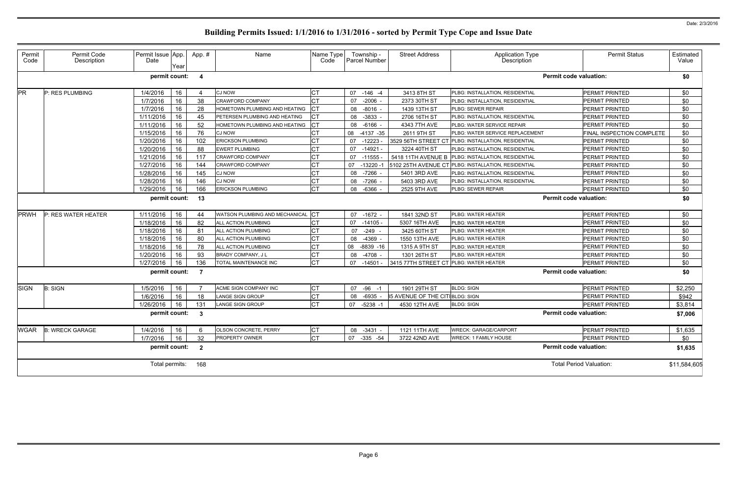# Building Permits Issued: 1/1/2016 to 1/31/2016 - sorted by Permit Type Cope and Issue Date

Date: 2/3/2016

| Permit Code | Permit Code Description | Permit Issue Date | App. Year | App. # | Name | Name Type Code | Township - Parcel Number | Street Address | Application Type Description | Permit Status | Estimated Value |
|---|---|---|---|---|---|---|---|---|---|---|---|
| | | permit count: | | 4 | | | | | Permit code valuation: | | $0 |
| PR | P: RES PLUMBING | 1/4/2016 | 16 | 4 | CJ NOW | CT | 07 -146 -4 | 3413 8TH ST | PLBG: INSTALLATION, RESIDENTIAL | PERMIT PRINTED | $0 |
| | | 1/7/2016 | 16 | 38 | CRAWFORD COMPANY | CT | 07 -2006 - | 2373 30TH ST | PLBG: INSTALLATION, RESIDENTIAL | PERMIT PRINTED | $0 |
| | | 1/7/2016 | 16 | 28 | HOMETOWN PLUMBING AND HEATING | CT | 08 -8016 - | 1439 13TH ST | PLBG: SEWER REPAIR | PERMIT PRINTED | $0 |
| | | 1/11/2016 | 16 | 45 | PETERSEN PLUMBING AND HEATING | CT | 08 -3833 - | 2706 16TH ST | PLBG: INSTALLATION, RESIDENTIAL | PERMIT PRINTED | $0 |
| | | 1/11/2016 | 16 | 52 | HOMETOWN PLUMBING AND HEATING | CT | 08 -6166 - | 4343 7TH AVE | PLBG: WATER SERVICE REPAIR | PERMIT PRINTED | $0 |
| | | 1/15/2016 | 16 | 76 | CJ NOW | CT | 08 -4137 -35 | 2611 9TH ST | PLBG: WATER SERVICE REPLACEMENT | FINAL INSPECTION COMPLETE | $0 |
| | | 1/20/2016 | 16 | 102 | ERICKSON PLUMBING | CT | 07 -12223 - | 3529 56TH STREET CT | PLBG: INSTALLATION, RESIDENTIAL | PERMIT PRINTED | $0 |
| | | 1/20/2016 | 16 | 88 | EWERT PLUMBING | CT | 07 -14921 - | 3224 40TH ST | PLBG: INSTALLATION, RESIDENTIAL | PERMIT PRINTED | $0 |
| | | 1/21/2016 | 16 | 117 | CRAWFORD COMPANY | CT | 07 -11555 - | 5418 11TH AVENUE B | PLBG: INSTALLATION, RESIDENTIAL | PERMIT PRINTED | $0 |
| | | 1/27/2016 | 16 | 144 | CRAWFORD COMPANY | CT | 07 -13220 -1 | 5102 25TH AVENUE CT | PLBG: INSTALLATION, RESIDENTIAL | PERMIT PRINTED | $0 |
| | | 1/28/2016 | 16 | 145 | CJ NOW | CT | 08 -7266 - | 5401 3RD AVE | PLBG: INSTALLATION, RESIDENTIAL | PERMIT PRINTED | $0 |
| | | 1/28/2016 | 16 | 146 | CJ NOW | CT | 08 -7266 - | 5403 3RD AVE | PLBG: INSTALLATION, RESIDENTIAL | PERMIT PRINTED | $0 |
| | | 1/29/2016 | 16 | 166 | ERICKSON PLUMBING | CT | 08 -6366 - | 2525 9TH AVE | PLBG: SEWER REPAIR | PERMIT PRINTED | $0 |
| | | permit count: | | 13 | | | | | Permit code valuation: | | $0 |
| PRWH | P: RES WATER HEATER | 1/11/2016 | 16 | 44 | WATSON PLUMBING AND MECHANICAL | CT | 07 -1672 - | 1841 32ND ST | PLBG: WATER HEATER | PERMIT PRINTED | $0 |
| | | 1/18/2016 | 16 | 82 | ALL ACTION PLUMBING | CT | 07 -14105 - | 5307 16TH AVE | PLBG: WATER HEATER | PERMIT PRINTED | $0 |
| | | 1/18/2016 | 16 | 81 | ALL ACTION PLUMBING | CT | 07 -249 - | 3425 60TH ST | PLBG: WATER HEATER | PERMIT PRINTED | $0 |
| | | 1/18/2016 | 16 | 80 | ALL ACTION PLUMBING | CT | 08 -4369 - | 1550 13TH AVE | PLBG: WATER HEATER | PERMIT PRINTED | $0 |
| | | 1/18/2016 | 16 | 78 | ALL ACTION PLUMBING | CT | 08 -8839 -16 | 1315 A 9TH ST | PLBG: WATER HEATER | PERMIT PRINTED | $0 |
| | | 1/20/2016 | 16 | 93 | BRADY COMPANY, J L | CT | 08 -4708 - | 1301 26TH ST | PLBG: WATER HEATER | PERMIT PRINTED | $0 |
| | | 1/27/2016 | 16 | 136 | TOTAL MAINTENANCE INC | CT | 07 -14501 - | 3415 77TH STREET CT | PLBG: WATER HEATER | PERMIT PRINTED | $0 |
| | | permit count: | | 7 | | | | | Permit code valuation: | | $0 |
| SIGN | B: SIGN | 1/5/2016 | 16 | 7 | ACME SIGN COMPANY INC | CT | 07 -96 -1 | 1901 29TH ST | BLDG: SIGN | PERMIT PRINTED | $2,250 |
| | | 1/6/2016 | 16 | 18 | LANGE SIGN GROUP | CT | 08 -6935 - | 35 AVENUE OF THE CITI | BLDG: SIGN | PERMIT PRINTED | $942 |
| | | 1/26/2016 | 16 | 131 | LANGE SIGN GROUP | CT | 07 -5238 -1 | 4530 12TH AVE | BLDG: SIGN | PERMIT PRINTED | $3,814 |
| | | permit count: | | 3 | | | | | Permit code valuation: | | $7,006 |
| WGAR | B: WRECK GARAGE | 1/4/2016 | 16 | 6 | OLSON CONCRETE, PERRY | CT | 08 -3431 - | 1121 11TH AVE | WRECK: GARAGE/CARPORT | PERMIT PRINTED | $1,635 |
| | | 1/7/2016 | 16 | 32 | PROPERTY OWNER | CT | 07 -335 -54 | 3722 42ND AVE | WRECK: 1 FAMILY HOUSE | PERMIT PRINTED | $0 |
| | | permit count: | | 2 | | | | | Permit code valuation: | | $1,635 |
| | | Total permits: | | 168 | | | | | | Total Period Valuation: | $11,584,605 |